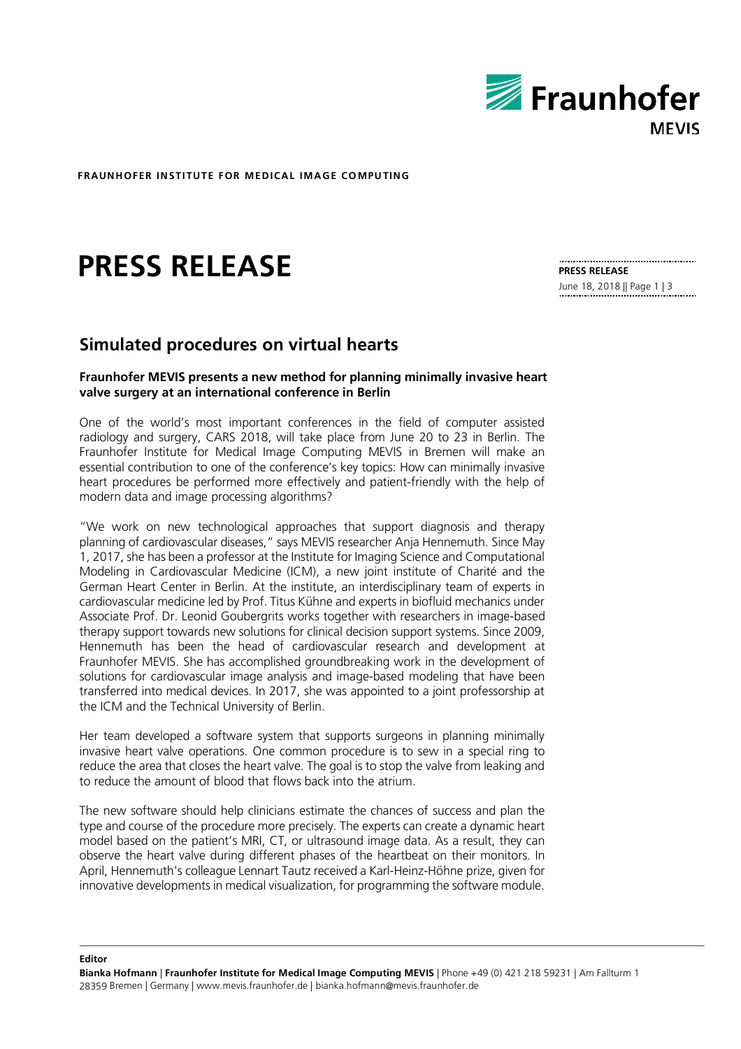**FRAUNHOFER INSTITUTE FOR MEDICAL IMAGE COMPUTING**

# PRESS RELEASE

**PRESS RELEASE**
June 18, 2018

## Simulated procedures on virtual hearts

**Fraunhofer MEVIS presents a new method for planning minimally invasive heart valve surgery at an international conference in Berlin**

One of the world's most important conferences in the field of computer assisted radiology and surgery, CARS 2018, will take place from June 20 to 23 in Berlin. The Fraunhofer Institute for Medical Image Computing MEVIS in Bremen will make an essential contribution to one of the conference's key topics: How can minimally invasive heart procedures be performed more effectively and patient-friendly with the help of modern data and image processing algorithms?

"We work on new technological approaches that support diagnosis and therapy planning of cardiovascular diseases," says MEVIS researcher Anja Hennemuth. Since May 1, 2017, she has been a professor at the Institute for Imaging Science and Computational Modeling in Cardiovascular Medicine (ICM), a new joint institute of Charité and the German Heart Center in Berlin. At the institute, an interdisciplinary team of experts in cardiovascular medicine led by Prof. Titus Kühne and experts in biofluid mechanics under Associate Prof. Dr. Leonid Goubergrits works together with researchers in image-based therapy support towards new solutions for clinical decision support systems. Since 2009, Hennemuth has been the head of cardiovascular research and development at Fraunhofer MEVIS. She has accomplished groundbreaking work in the development of solutions for cardiovascular image analysis and image-based modeling that have been transferred into medical devices. In 2017, she was appointed to a joint professorship at the ICM and the Technical University of Berlin.

Her team developed a software system that supports surgeons in planning minimally invasive heart valve operations. One common procedure is to sew in a special ring to reduce the area that closes the heart valve. The goal is to stop the valve from leaking and to reduce the amount of blood that flows back into the atrium.

The new software should help clinicians estimate the chances of success and plan the type and course of the procedure more precisely. The experts can create a dynamic heart model based on the patient's MRI, CT, or ultrasound image data. As a result, they can observe the heart valve during different phases of the heartbeat on their monitors. In April, Hennemuth's colleague Lennart Tautz received a Karl-Heinz-Höhne prize, given for innovative developments in medical visualization, for programming the software module.

**Editor**
**Bianka Hofmann** | **Fraunhofer Institute for Medical Image Computing MEVIS** | Phone +49 (0) 421 218 59231 | Am Fallturm 1 28359 Bremen | Germany | www.mevis.fraunhofer.de | bianka.hofmann@mevis.fraunhofer.de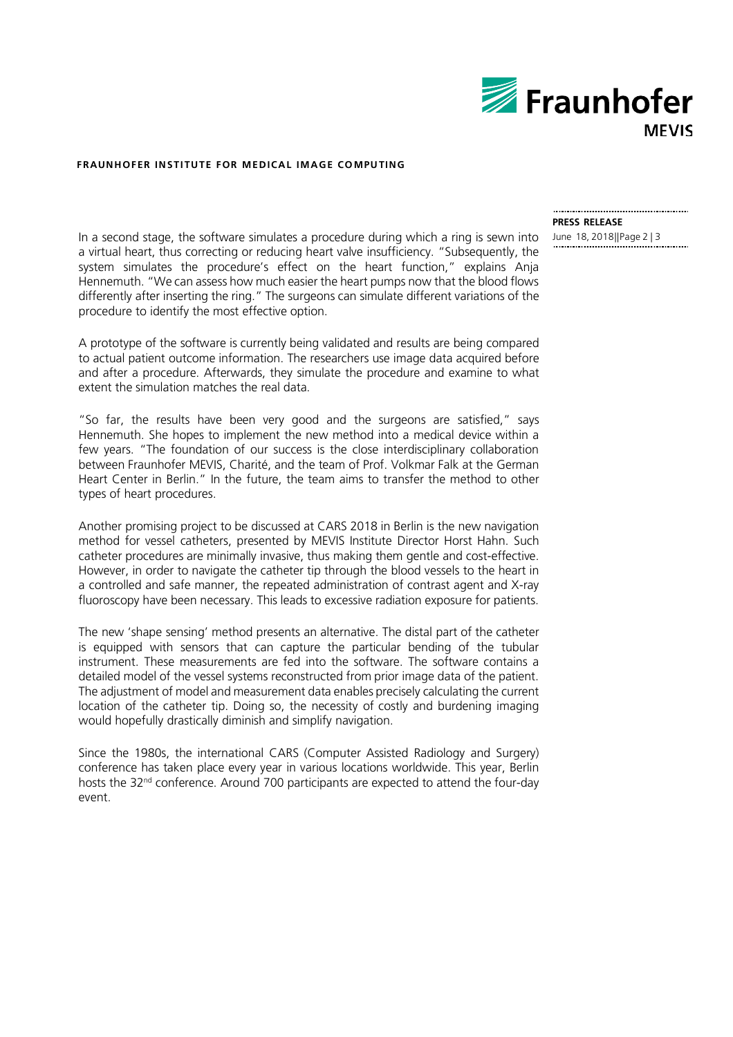In a second stage, the software simulates a procedure during which a ring is sewn into a virtual heart, thus correcting or reducing heart valve insufficiency. "Subsequently, the system simulates the procedure's effect on the heart function," explains Anja Hennemuth. "We can assess how much easier the heart pumps now that the blood flows differently after inserting the ring." The surgeons can simulate different variations of the procedure to identify the most effective option.

A prototype of the software is currently being validated and results are being compared to actual patient outcome information. The researchers use image data acquired before and after a procedure. Afterwards, they simulate the procedure and examine to what extent the simulation matches the real data.

"So far, the results have been very good and the surgeons are satisfied," says Hennemuth. She hopes to implement the new method into a medical device within a few years. "The foundation of our success is the close interdisciplinary collaboration between Fraunhofer MEVIS, Charité, and the team of Prof. Volkmar Falk at the German Heart Center in Berlin." In the future, the team aims to transfer the method to other types of heart procedures.

Another promising project to be discussed at CARS 2018 in Berlin is the new navigation method for vessel catheters, presented by MEVIS Institute Director Horst Hahn. Such catheter procedures are minimally invasive, thus making them gentle and cost-effective. However, in order to navigate the catheter tip through the blood vessels to the heart in a controlled and safe manner, the repeated administration of contrast agent and X-ray fluoroscopy have been necessary. This leads to excessive radiation exposure for patients.

The new 'shape sensing' method presents an alternative. The distal part of the catheter is equipped with sensors that can capture the particular bending of the tubular instrument. These measurements are fed into the software. The software contains a detailed model of the vessel systems reconstructed from prior image data of the patient. The adjustment of model and measurement data enables precisely calculating the current location of the catheter tip. Doing so, the necessity of costly and burdening imaging would hopefully drastically diminish and simplify navigation.

Since the 1980s, the international CARS (Computer Assisted Radiology and Surgery) conference has taken place every year in various locations worldwide. This year, Berlin hosts the 32nd conference. Around 700 participants are expected to attend the four-day event.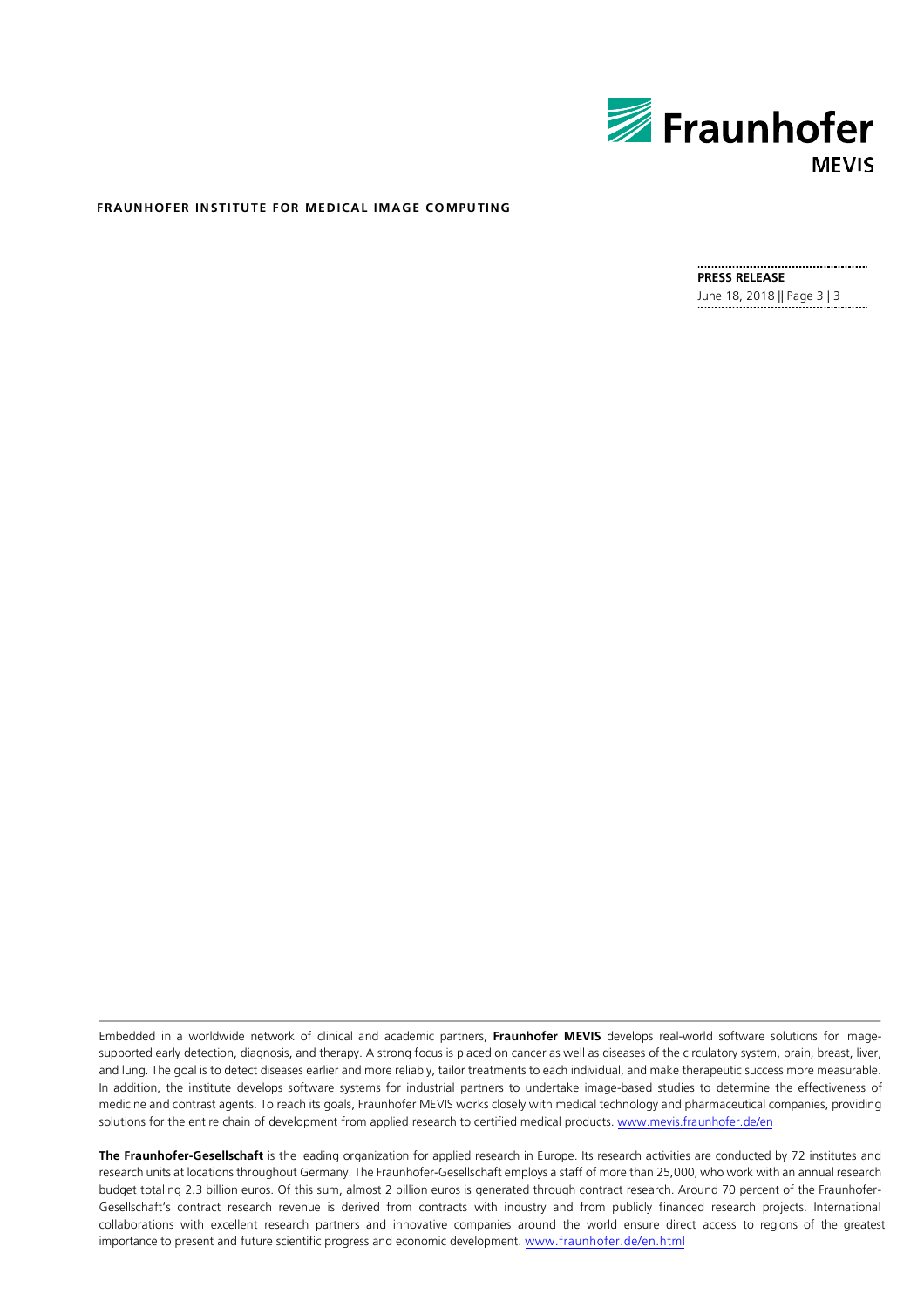Embedded in a worldwide network of clinical and academic partners, **Fraunhofer MEVIS** develops real-world software solutions for image-supported early detection, diagnosis, and therapy. A strong focus is placed on cancer as well as diseases of the circulatory system, brain, breast, liver, and lung. The goal is to detect diseases earlier and more reliably, tailor treatments to each individual, and make therapeutic success more measurable. In addition, the institute develops software systems for industrial partners to undertake image-based studies to determine the effectiveness of medicine and contrast agents. To reach its goals, Fraunhofer MEVIS works closely with medical technology and pharmaceutical companies, providing solutions for the entire chain of development from applied research to certified medical products. www.mevis.fraunhofer.de/en

**The Fraunhofer-Gesellschaft** is the leading organization for applied research in Europe. Its research activities are conducted by 72 institutes and research units at locations throughout Germany. The Fraunhofer-Gesellschaft employs a staff of more than 25,000, who work with an annual research budget totaling 2.3 billion euros. Of this sum, almost 2 billion euros is generated through contract research. Around 70 percent of the Fraunhofer-Gesellschaft's contract research revenue is derived from contracts with industry and from publicly financed research projects. International collaborations with excellent research partners and innovative companies around the world ensure direct access to regions of the greatest importance to present and future scientific progress and economic development. www.fraunhofer.de/en.html